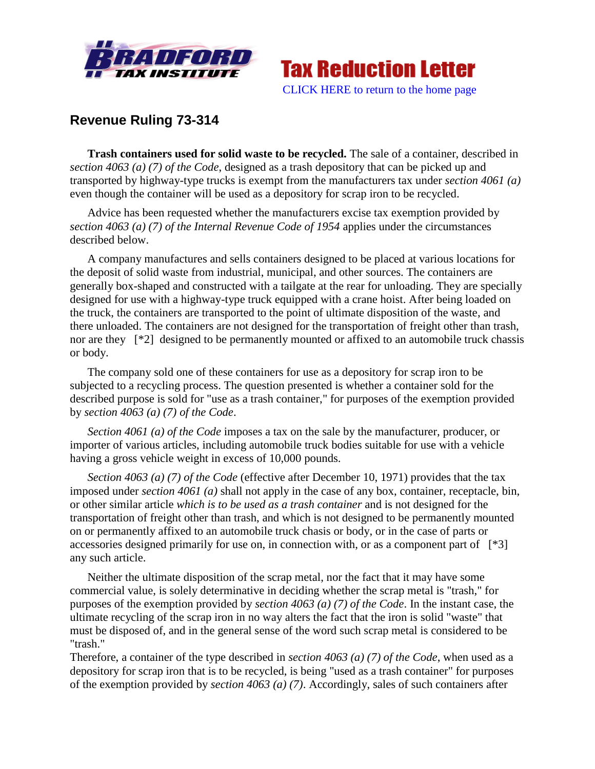Tax Reduction Letter

CLICK HERE to return to the home page

## Revenue Ruling 73-314

**Trash containers used for solid waste to be recycled.** The sale of a container, described in *section 4063 (a) (7) of the Code*, designed as a trash depository that can be picked up and transported by highway-type trucks is exempt from the manufacturers tax under *section 4061 (a)* even though the container will be used as a depository for scrap iron to be recycled.

Advice has been requested whether the manufacturers excise tax exemption provided by *section 4063 (a) (7) of the Internal Revenue Code of 1954* applies under the circumstances described below.

A company manufactures and sells containers designed to be placed at various locations for the deposit of solid waste from industrial, municipal, and other sources. The containers are generally box-shaped and constructed with a tailgate at the rear for unloading. They are specially designed for use with a highway-type truck equipped with a crane hoist. After being loaded on the truck, the containers are transported to the point of ultimate disposition of the waste, and there unloaded. The containers are not designed for the transportation of freight other than trash, nor are they [*2] designed to be permanently mounted or affixed to an automobile truck chassis or body.

The company sold one of these containers for use as a depository for scrap iron to be subjected to a recycling process. The question presented is whether a container sold for the described purpose is sold for "use as a trash container," for purposes of the exemption provided by *section 4063 (a) (7) of the Code*.

*Section 4061 (a) of the Code* imposes a tax on the sale by the manufacturer, producer, or importer of various articles, including automobile truck bodies suitable for use with a vehicle having a gross vehicle weight in excess of 10,000 pounds.

*Section 4063 (a) (7) of the Code* (effective after December 10, 1971) provides that the tax imposed under *section 4061 (a)* shall not apply in the case of any box, container, receptacle, bin, or other similar article *which is to be used as a trash container* and is not designed for the transportation of freight other than trash, and which is not designed to be permanently mounted on or permanently affixed to an automobile truck chasis or body, or in the case of parts or accessories designed primarily for use on, in connection with, or as a component part of [*3] any such article.

Neither the ultimate disposition of the scrap metal, nor the fact that it may have some commercial value, is solely determinative in deciding whether the scrap metal is "trash," for purposes of the exemption provided by *section 4063 (a) (7) of the Code*. In the instant case, the ultimate recycling of the scrap iron in no way alters the fact that the iron is solid "waste" that must be disposed of, and in the general sense of the word such scrap metal is considered to be "trash."

Therefore, a container of the type described in *section 4063 (a) (7) of the Code*, when used as a depository for scrap iron that is to be recycled, is being "used as a trash container" for purposes of the exemption provided by *section 4063 (a) (7)*. Accordingly, sales of such containers after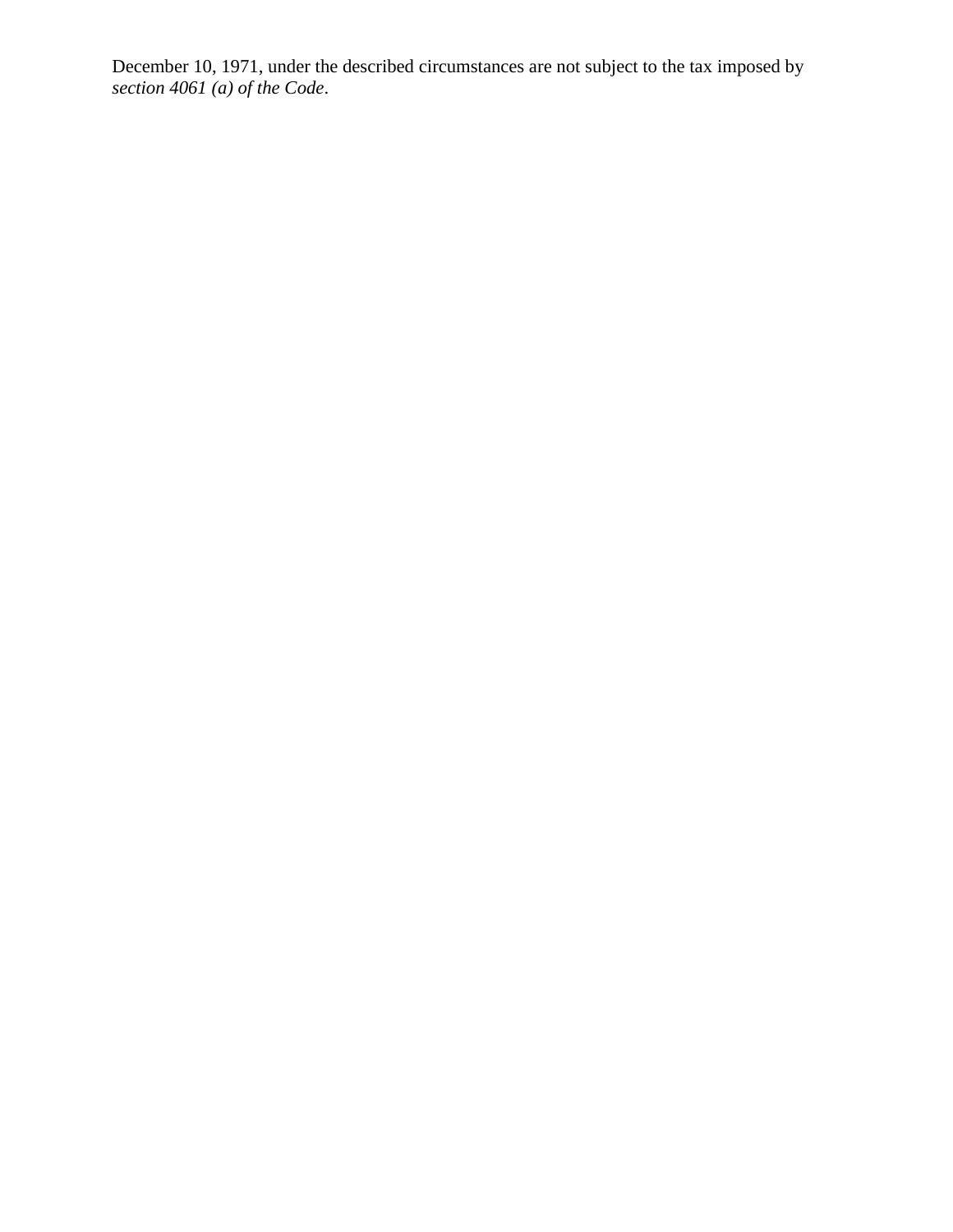December 10, 1971, under the described circumstances are not subject to the tax imposed by *section 4061 (a) of the Code*.